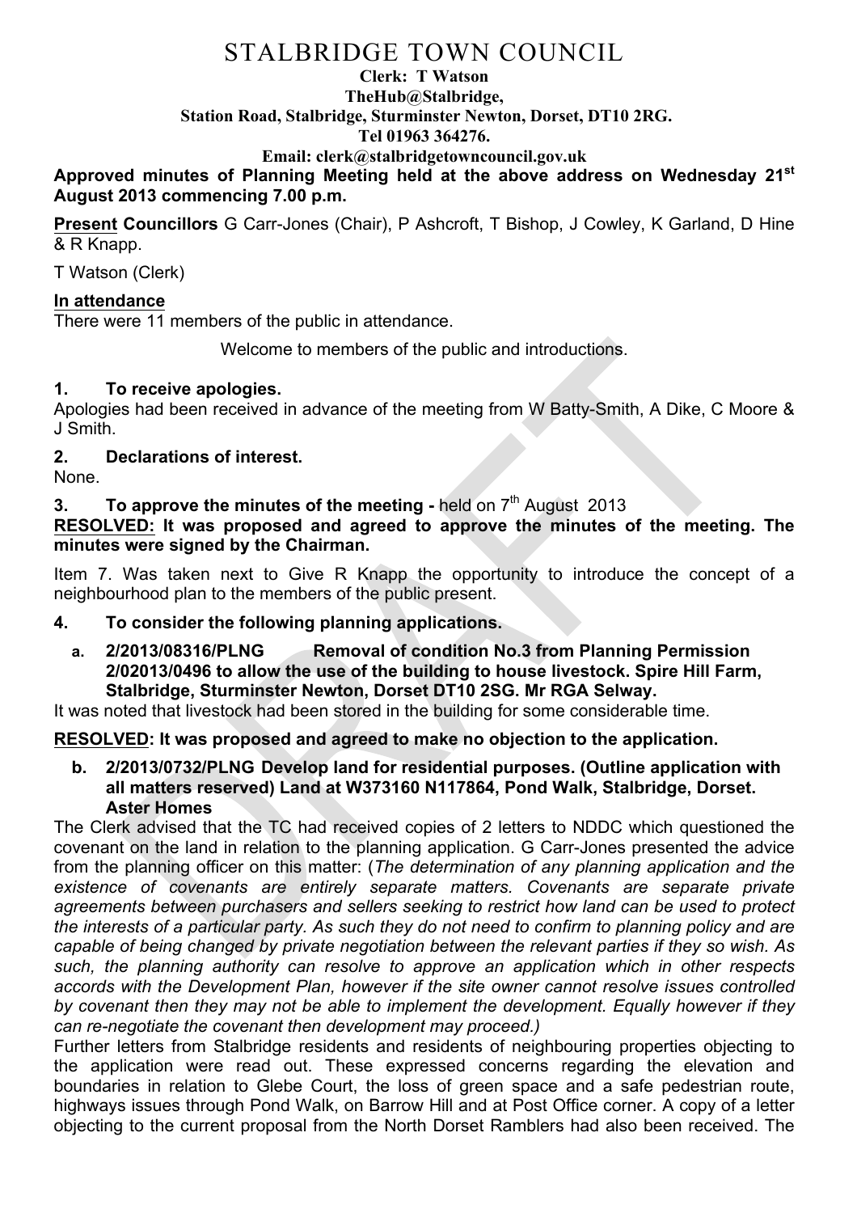# STALBRIDGE TOWN COUNCIL

**Clerk: T Watson**
**TheHub@Stalbridge,**
**Station Road, Stalbridge, Sturminster Newton, Dorset, DT10 2RG.**
**Tel 01963 364276.**
**Email: clerk@stalbridgetowncouncil.gov.uk**

**Approved minutes of Planning Meeting held at the above address on Wednesday 21st August 2013 commencing 7.00 p.m.**

**Present Councillors** G Carr-Jones (Chair), P Ashcroft, T Bishop, J Cowley, K Garland, D Hine & R Knapp.

T Watson (Clerk)

**In attendance**

There were 11 members of the public in attendance.

Welcome to members of the public and introductions.

### 1. To receive apologies.

Apologies had been received in advance of the meeting from W Batty-Smith, A Dike, C Moore & J Smith.

### 2. Declarations of interest.

None.

### 3. To approve the minutes of the meeting - held on 7th August 2013

**RESOLVED: It was proposed and agreed to approve the minutes of the meeting. The minutes were signed by the Chairman.**

Item 7. Was taken next to Give R Knapp the opportunity to introduce the concept of a neighbourhood plan to the members of the public present.

### 4. To consider the following planning applications.

**a. 2/2013/08316/PLNG Removal of condition No.3 from Planning Permission 2/02013/0496 to allow the use of the building to house livestock. Spire Hill Farm, Stalbridge, Sturminster Newton, Dorset DT10 2SG. Mr RGA Selway.**

It was noted that livestock had been stored in the building for some considerable time.

**RESOLVED: It was proposed and agreed to make no objection to the application.**

**b. 2/2013/0732/PLNG Develop land for residential purposes. (Outline application with all matters reserved) Land at W373160 N117864, Pond Walk, Stalbridge, Dorset. Aster Homes**

The Clerk advised that the TC had received copies of 2 letters to NDDC which questioned the covenant on the land in relation to the planning application. G Carr-Jones presented the advice from the planning officer on this matter: (*The determination of any planning application and the existence of covenants are entirely separate matters. Covenants are separate private agreements between purchasers and sellers seeking to restrict how land can be used to protect the interests of a particular party. As such they do not need to confirm to planning policy and are capable of being changed by private negotiation between the relevant parties if they so wish. As such, the planning authority can resolve to approve an application which in other respects accords with the Development Plan, however if the site owner cannot resolve issues controlled by covenant then they may not be able to implement the development. Equally however if they can re-negotiate the covenant then development may proceed.*)

Further letters from Stalbridge residents and residents of neighbouring properties objecting to the application were read out. These expressed concerns regarding the elevation and boundaries in relation to Glebe Court, the loss of green space and a safe pedestrian route, highways issues through Pond Walk, on Barrow Hill and at Post Office corner. A copy of a letter objecting to the current proposal from the North Dorset Ramblers had also been received. The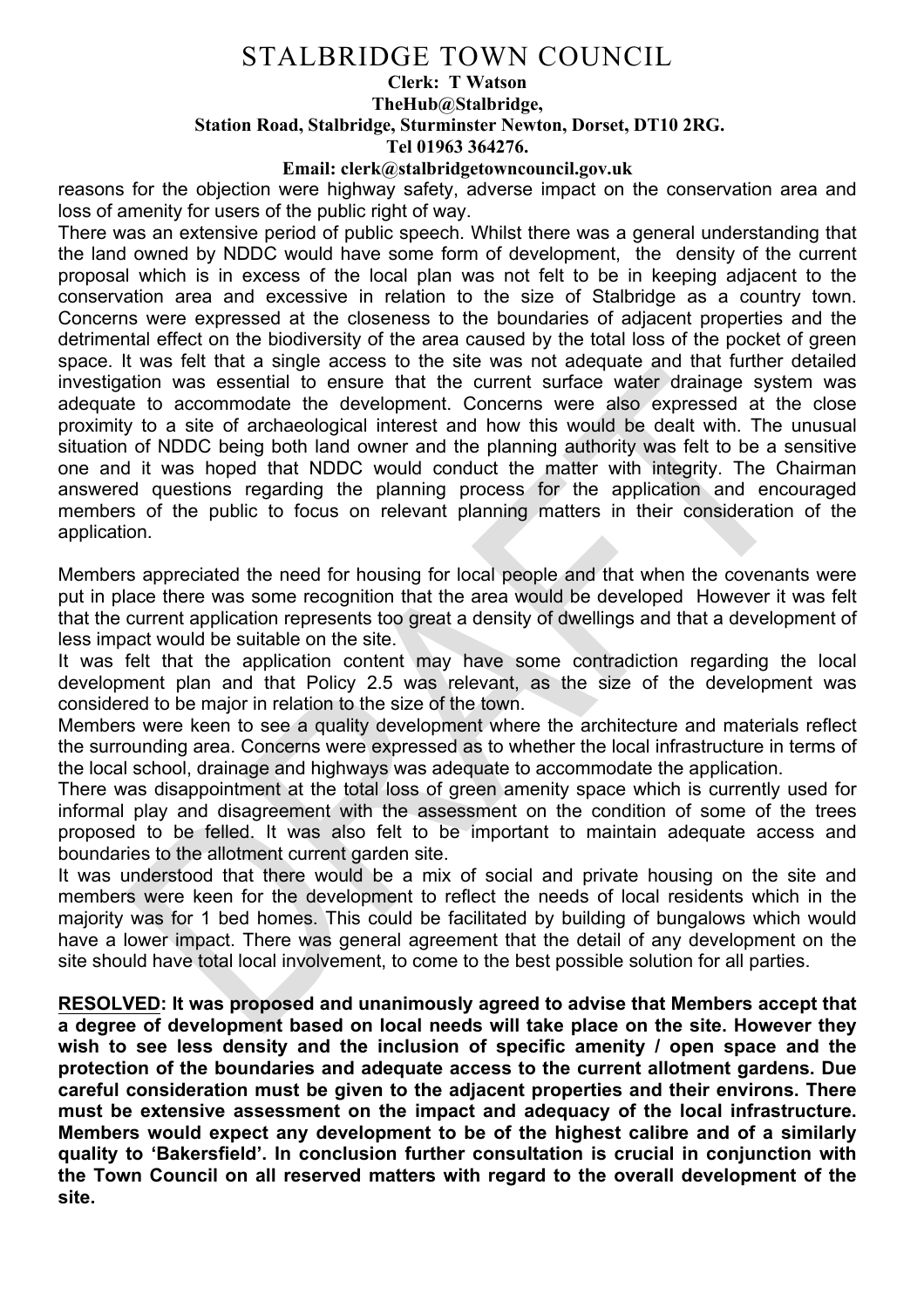reasons for the objection were highway safety, adverse impact on the conservation area and loss of amenity for users of the public right of way.

There was an extensive period of public speech. Whilst there was a general understanding that the land owned by NDDC would have some form of development, the density of the current proposal which is in excess of the local plan was not felt to be in keeping adjacent to the conservation area and excessive in relation to the size of Stalbridge as a country town. Concerns were expressed at the closeness to the boundaries of adjacent properties and the detrimental effect on the biodiversity of the area caused by the total loss of the pocket of green space. It was felt that a single access to the site was not adequate and that further detailed investigation was essential to ensure that the current surface water drainage system was adequate to accommodate the development. Concerns were also expressed at the close proximity to a site of archaeological interest and how this would be dealt with. The unusual situation of NDDC being both land owner and the planning authority was felt to be a sensitive one and it was hoped that NDDC would conduct the matter with integrity. The Chairman answered questions regarding the planning process for the application and encouraged members of the public to focus on relevant planning matters in their consideration of the application.

Members appreciated the need for housing for local people and that when the covenants were put in place there was some recognition that the area would be developed However it was felt that the current application represents too great a density of dwellings and that a development of less impact would be suitable on the site.

It was felt that the application content may have some contradiction regarding the local development plan and that Policy 2.5 was relevant, as the size of the development was considered to be major in relation to the size of the town.

Members were keen to see a quality development where the architecture and materials reflect the surrounding area. Concerns were expressed as to whether the local infrastructure in terms of the local school, drainage and highways was adequate to accommodate the application.

There was disappointment at the total loss of green amenity space which is currently used for informal play and disagreement with the assessment on the condition of some of the trees proposed to be felled. It was also felt to be important to maintain adequate access and boundaries to the allotment current garden site.

It was understood that there would be a mix of social and private housing on the site and members were keen for the development to reflect the needs of local residents which in the majority was for 1 bed homes. This could be facilitated by building of bungalows which would have a lower impact. There was general agreement that the detail of any development on the site should have total local involvement, to come to the best possible solution for all parties.

**<u>RESOLVED</u>: It was proposed and unanimously agreed to advise that Members accept that a degree of development based on local needs will take place on the site. However they wish to see less density and the inclusion of specific amenity / open space and the protection of the boundaries and adequate access to the current allotment gardens. Due careful consideration must be given to the adjacent properties and their environs. There must be extensive assessment on the impact and adequacy of the local infrastructure. Members would expect any development to be of the highest calibre and of a similarly quality to 'Bakersfield'. In conclusion further consultation is crucial in conjunction with the Town Council on all reserved matters with regard to the overall development of the site.**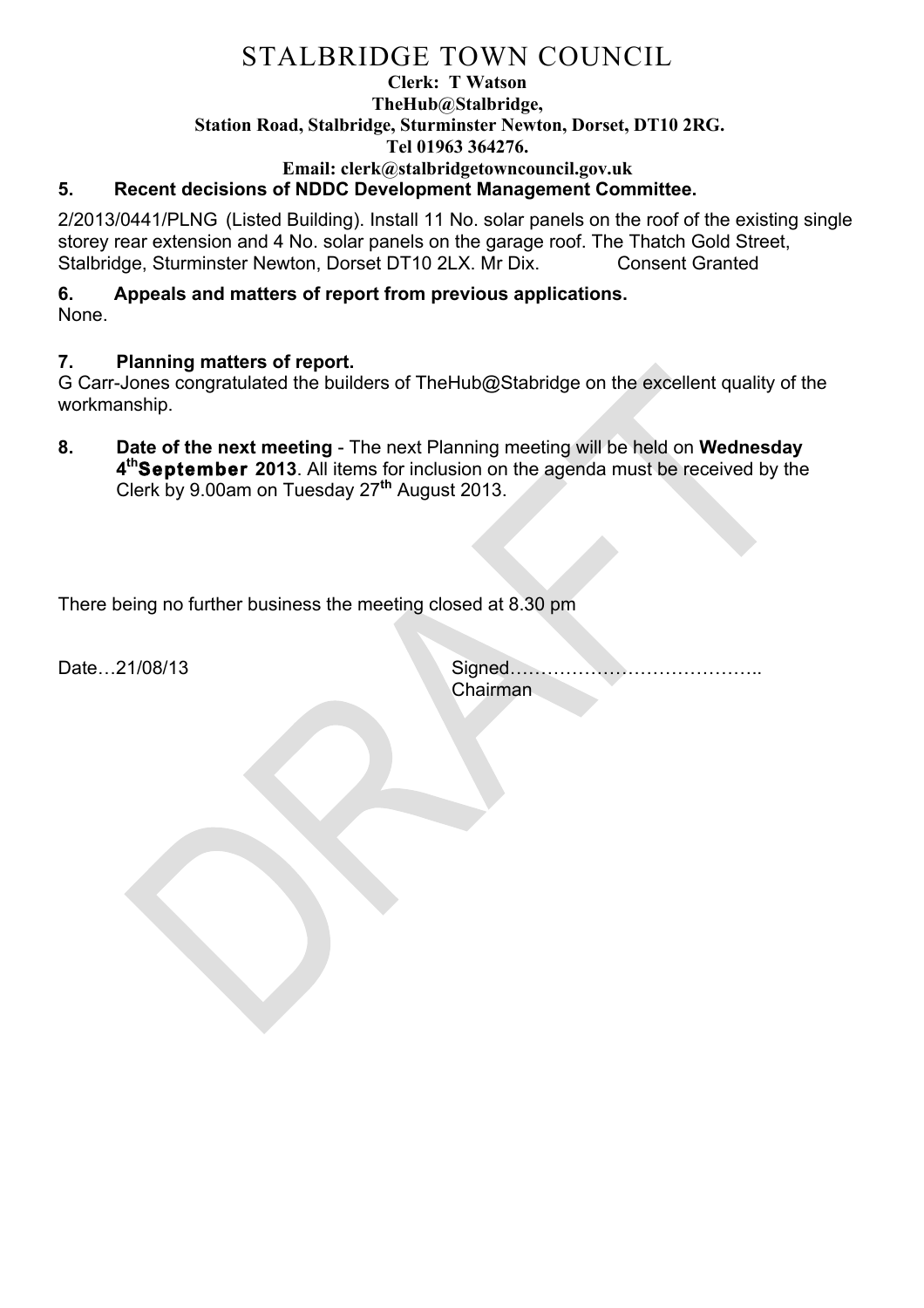# STALBRIDGE TOWN COUNCIL

**Clerk: T Watson**
**TheHub@Stalbridge,**
**Station Road, Stalbridge, Sturminster Newton, Dorset, DT10 2RG.**
**Tel 01963 364276.**
**Email: clerk@stalbridgetowncouncil.gov.uk**

**5. Recent decisions of NDDC Development Management Committee.**

2/2013/0441/PLNG (Listed Building). Install 11 No. solar panels on the roof of the existing single storey rear extension and 4 No. solar panels on the garage roof. The Thatch Gold Street, Stalbridge, Sturminster Newton, Dorset DT10 2LX. Mr Dix. Consent Granted

**6. Appeals and matters of report from previous applications.**

None.

**7. Planning matters of report.**

G Carr-Jones congratulated the builders of TheHub@Stabridge on the excellent quality of the workmanship.

**8. Date of the next meeting** - The next Planning meeting will be held on **Wednesday 4th September 2013**. All items for inclusion on the agenda must be received by the Clerk by 9.00am on Tuesday 27th August 2013.

There being no further business the meeting closed at 8.30 pm

Date…21/08/13

Signed…………………………………..
Chairman

DRAFT